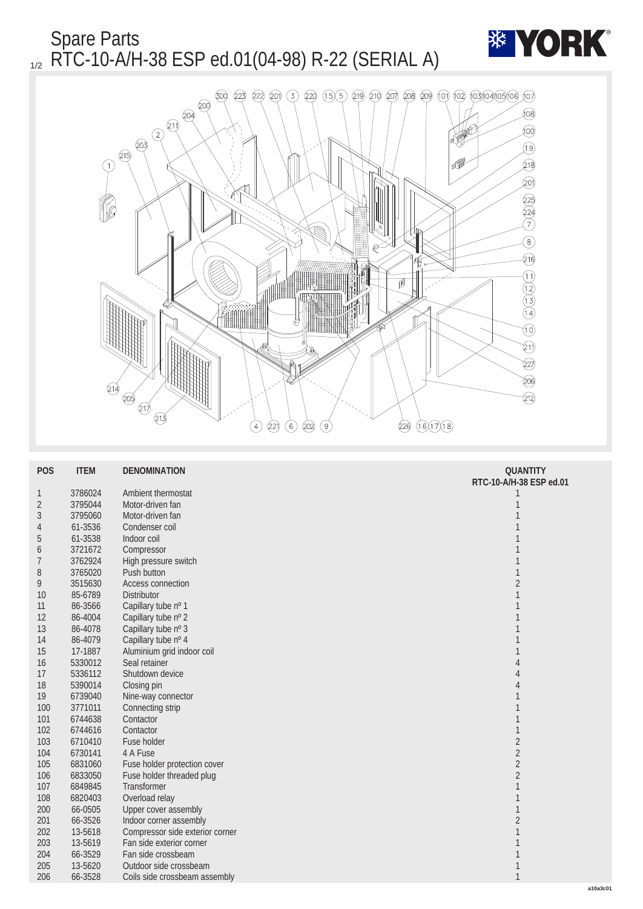# Spare Parts

## RTC-10-A/H-38 ESP ed.01(04-98) R-22 (SERIAL A)

| POS | ITEM | DENOMINATION | QUANTITY RTC-10-A/H-38 ESP ed.01 |
|---|---|---|---|
| 1 | 3786024 | Ambient thermostat | 1 |
| 2 | 3795044 | Motor-driven fan | 1 |
| 3 | 3795060 | Motor-driven fan | 1 |
| 4 | 61-3536 | Condenser coil | 1 |
| 5 | 61-3538 | Indoor coil | 1 |
| 6 | 3721672 | Compressor | 1 |
| 7 | 3762924 | High pressure switch | 1 |
| 8 | 3765020 | Push button | 1 |
| 9 | 3515630 | Access connection | 2 |
| 10 | 85-6789 | Distributor | 1 |
| 11 | 86-3566 | Capillary tube nº 1 | 1 |
| 12 | 86-4004 | Capillary tube nº 2 | 1 |
| 13 | 86-4078 | Capillary tube nº 3 | 1 |
| 14 | 86-4079 | Capillary tube nº 4 | 1 |
| 15 | 17-1887 | Aluminium grid indoor coil | 1 |
| 16 | 5330012 | Seal retainer | 4 |
| 17 | 5336112 | Shutdown device | 4 |
| 18 | 5390014 | Closing pin | 4 |
| 19 | 6739040 | Nine-way connector | 1 |
| 100 | 3771011 | Connecting strip | 1 |
| 101 | 6744638 | Contactor | 1 |
| 102 | 6744616 | Contactor | 1 |
| 103 | 6710410 | Fuse holder | 2 |
| 104 | 6730141 | 4 A Fuse | 2 |
| 105 | 6831060 | Fuse holder protection cover | 2 |
| 106 | 6833050 | Fuse holder threaded plug | 2 |
| 107 | 6849845 | Transformer | 1 |
| 108 | 6820403 | Overload relay | 1 |
| 200 | 66-0505 | Upper cover assembly | 1 |
| 201 | 66-3526 | Indoor corner assembly | 2 |
| 202 | 13-5618 | Compressor side exterior corner | 1 |
| 203 | 13-5619 | Fan side exterior corner | 1 |
| 204 | 66-3529 | Fan side crossbeam | 1 |
| 205 | 13-5620 | Outdoor side crossbeam | 1 |
| 206 | 66-3528 | Coils side crossbeam assembly | 1 |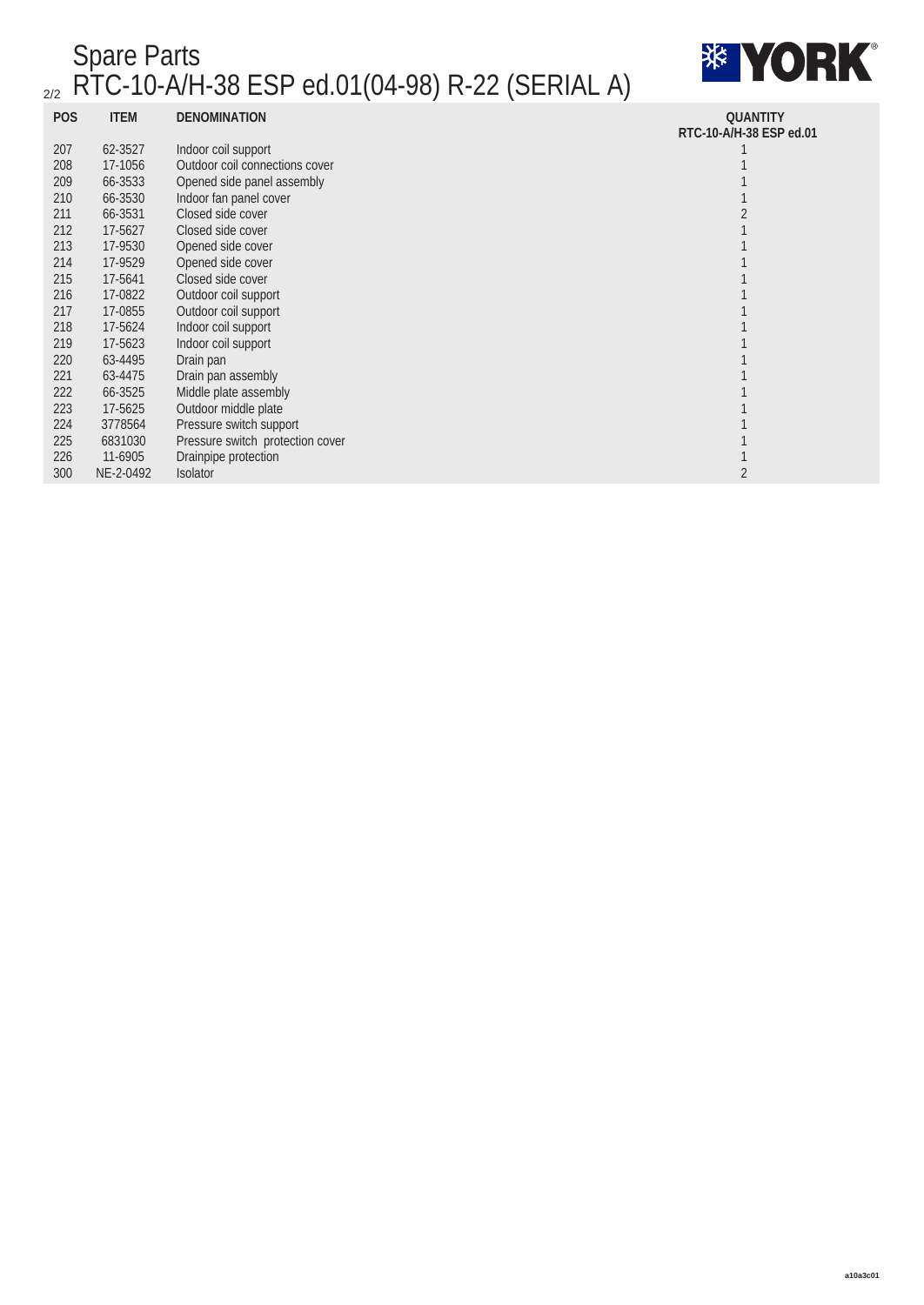# Spare Parts

## RTC-10-A/H-38 ESP ed.01(04-98) R-22 (SERIAL A)

| POS | ITEM | DENOMINATION | QUANTITY RTC-10-A/H-38 ESP ed.01 |
|---|---|---|---|
| 207 | 62-3527 | Indoor coil support | 1 |
| 208 | 17-1056 | Outdoor coil connections cover | 1 |
| 209 | 66-3533 | Opened side panel assembly | 1 |
| 210 | 66-3530 | Indoor fan panel cover | 1 |
| 211 | 66-3531 | Closed side cover | 2 |
| 212 | 17-5627 | Closed side cover | 1 |
| 213 | 17-9530 | Opened side cover | 1 |
| 214 | 17-9529 | Opened side cover | 1 |
| 215 | 17-5641 | Closed side cover | 1 |
| 216 | 17-0822 | Outdoor coil support | 1 |
| 217 | 17-0855 | Outdoor coil support | 1 |
| 218 | 17-5624 | Indoor coil support | 1 |
| 219 | 17-5623 | Indoor coil support | 1 |
| 220 | 63-4495 | Drain pan | 1 |
| 221 | 63-4475 | Drain pan assembly | 1 |
| 222 | 66-3525 | Middle plate assembly | 1 |
| 223 | 17-5625 | Outdoor middle plate | 1 |
| 224 | 3778564 | Pressure switch support | 1 |
| 225 | 6831030 | Pressure switch protection cover | 1 |
| 226 | 11-6905 | Drainpipe protection | 1 |
| 300 | NE-2-0492 | Isolator | 2 |

a10a3c01